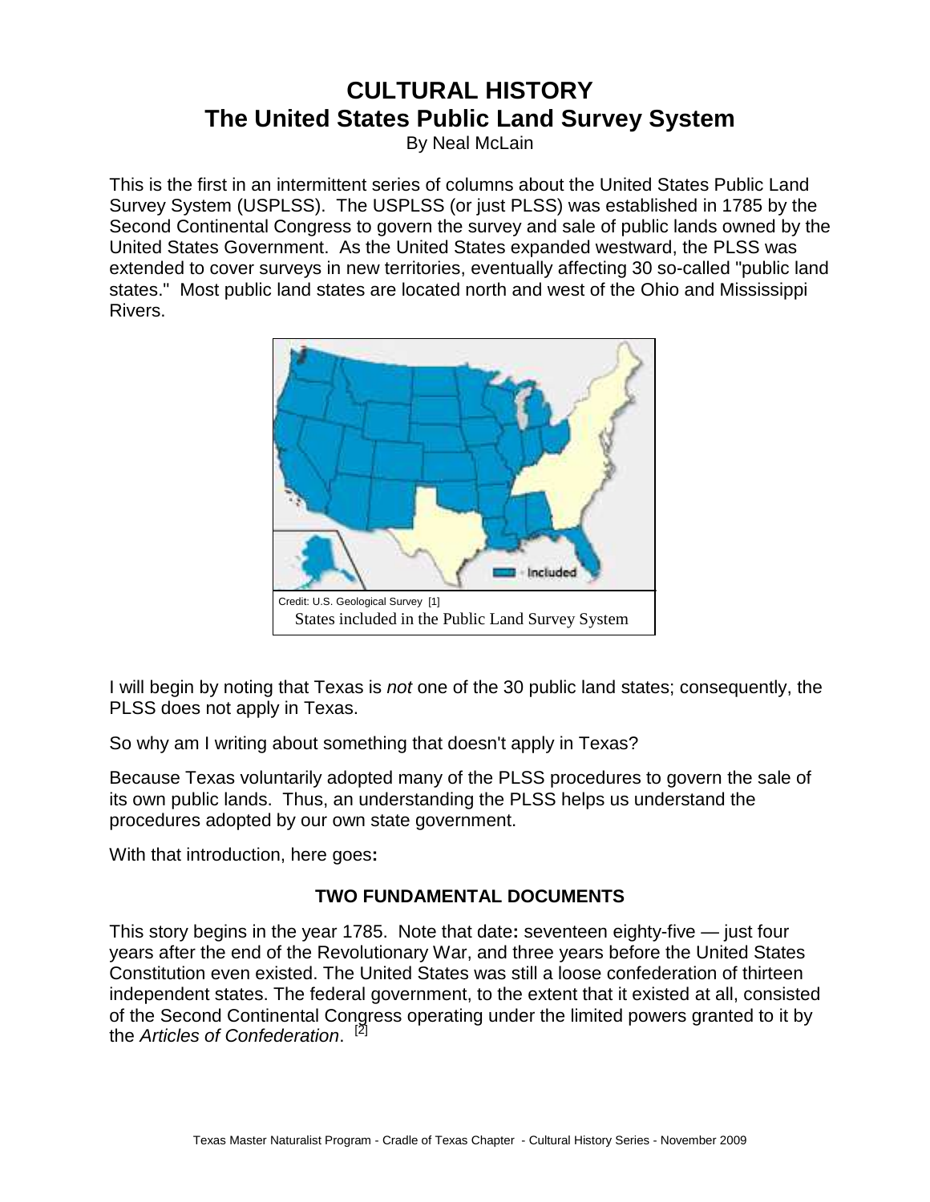# CULTURAL HISTORY
## The United States Public Land Survey System

By Neal McLain

This is the first in an intermittent series of columns about the United States Public Land Survey System (USPLSS). The USPLSS (or just PLSS) was established in 1785 by the Second Continental Congress to govern the survey and sale of public lands owned by the United States Government. As the United States expanded westward, the PLSS was extended to cover surveys in new territories, eventually affecting 30 so-called "public land states." Most public land states are located north and west of the Ohio and Mississippi Rivers.

Included

Credit: U.S. Geological Survey [1]

States included in the Public Land Survey System

I will begin by noting that Texas is *not* one of the 30 public land states; consequently, the PLSS does not apply in Texas.

So why am I writing about something that doesn't apply in Texas?

Because Texas voluntarily adopted many of the PLSS procedures to govern the sale of its own public lands. Thus, an understanding the PLSS helps us understand the procedures adopted by our own state government.

With that introduction, here goes**:**

### TWO FUNDAMENTAL DOCUMENTS

This story begins in the year 1785. Note that date**:** seventeen eighty-five — just four years after the end of the Revolutionary War, and three years before the United States Constitution even existed. The United States was still a loose confederation of thirteen independent states. The federal government, to the extent that it existed at all, consisted of the Second Continental Congress operating under the limited powers granted to it by the *Articles of Confederation*. [2]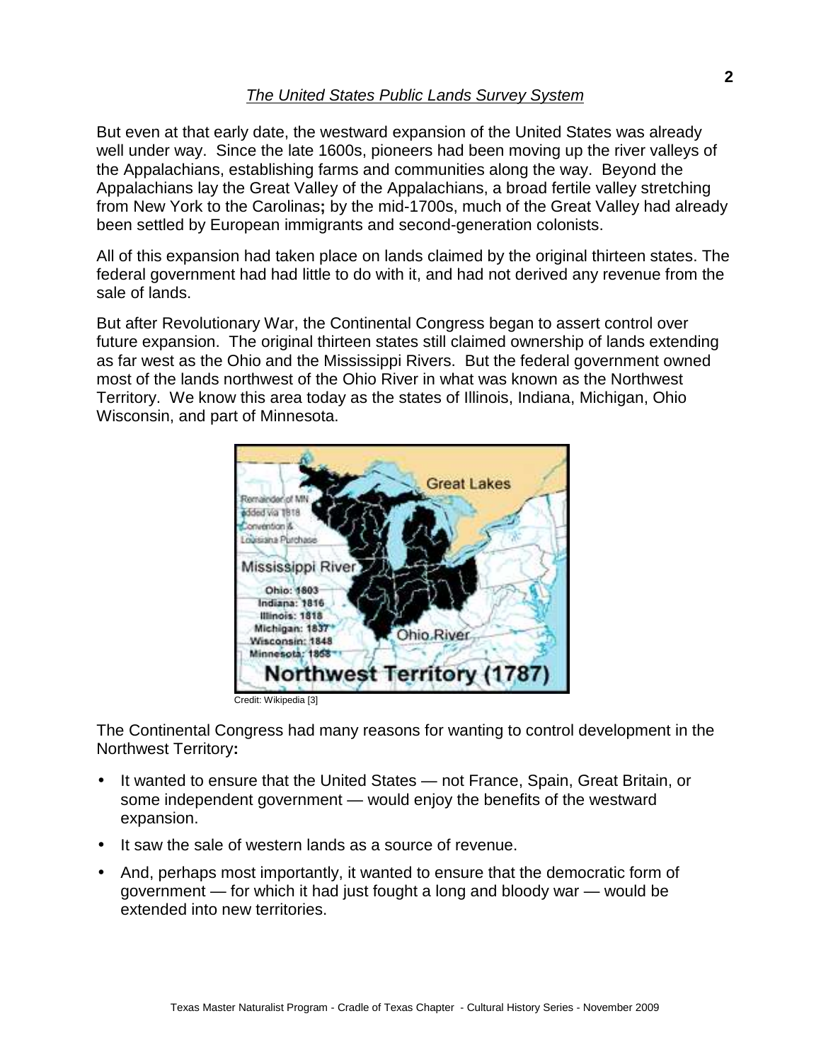But even at that early date, the westward expansion of the United States was already well under way. Since the late 1600s, pioneers had been moving up the river valleys of the Appalachians, establishing farms and communities along the way. Beyond the Appalachians lay the Great Valley of the Appalachians, a broad fertile valley stretching from New York to the Carolinas**;** by the mid-1700s, much of the Great Valley had already been settled by European immigrants and second-generation colonists.

All of this expansion had taken place on lands claimed by the original thirteen states. The federal government had had little to do with it, and had not derived any revenue from the sale of lands.

But after Revolutionary War, the Continental Congress began to assert control over future expansion. The original thirteen states still claimed ownership of lands extending as far west as the Ohio and the Mississippi Rivers. But the federal government owned most of the lands northwest of the Ohio River in what was known as the Northwest Territory. We know this area today as the states of Illinois, Indiana, Michigan, Ohio Wisconsin, and part of Minnesota.

Great Lakes

Remainder of MN added via 1818 Convention & Louisiana Purchase

Mississippi River

Ohio: 1803
Indiana: 1816
Illinois: 1818
Michigan: 1837
Wisconsin: 1848
Minnesota: 1858

Ohio River

Northwest Territory (1787)

Credit: Wikipedia [3]

The Continental Congress had many reasons for wanting to control development in the Northwest Territory**:**

- It wanted to ensure that the United States — not France, Spain, Great Britain, or some independent government — would enjoy the benefits of the westward expansion.
- It saw the sale of western lands as a source of revenue.
- And, perhaps most importantly, it wanted to ensure that the democratic form of government — for which it had just fought a long and bloody war — would be extended into new territories.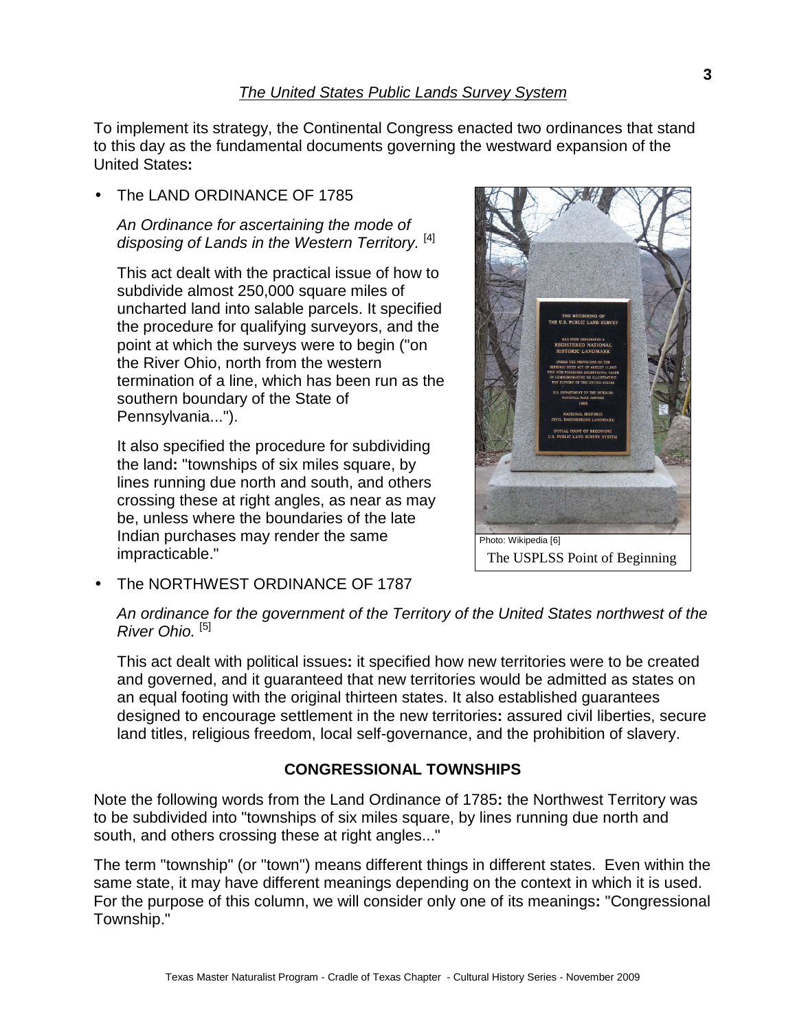*The United States Public Lands Survey System*

To implement its strategy, the Continental Congress enacted two ordinances that stand to this day as the fundamental documents governing the westward expansion of the United States:

- The LAND ORDINANCE OF 1785

  *An Ordinance for ascertaining the mode of disposing of Lands in the Western Territory.* [4]

  This act dealt with the practical issue of how to subdivide almost 250,000 square miles of uncharted land into salable parcels. It specified the procedure for qualifying surveyors, and the point at which the surveys were to begin ("on the River Ohio, north from the western termination of a line, which has been run as the southern boundary of the State of Pennsylvania...").

  It also specified the procedure for subdividing the land: "townships of six miles square, by lines running due north and south, and others crossing these at right angles, as near as may be, unless where the boundaries of the late Indian purchases may render the same impracticable."

Photo: Wikipedia [6]
The USPLSS Point of Beginning

- The NORTHWEST ORDINANCE OF 1787

  *An ordinance for the government of the Territory of the United States northwest of the River Ohio.* [5]

  This act dealt with political issues: it specified how new territories were to be created and governed, and it guaranteed that new territories would be admitted as states on an equal footing with the original thirteen states. It also established guarantees designed to encourage settlement in the new territories: assured civil liberties, secure land titles, religious freedom, local self-governance, and the prohibition of slavery.

## CONGRESSIONAL TOWNSHIPS

Note the following words from the Land Ordinance of 1785: the Northwest Territory was to be subdivided into "townships of six miles square, by lines running due north and south, and others crossing these at right angles..."

The term "township" (or "town") means different things in different states. Even within the same state, it may have different meanings depending on the context in which it is used. For the purpose of this column, we will consider only one of its meanings: "Congressional Township."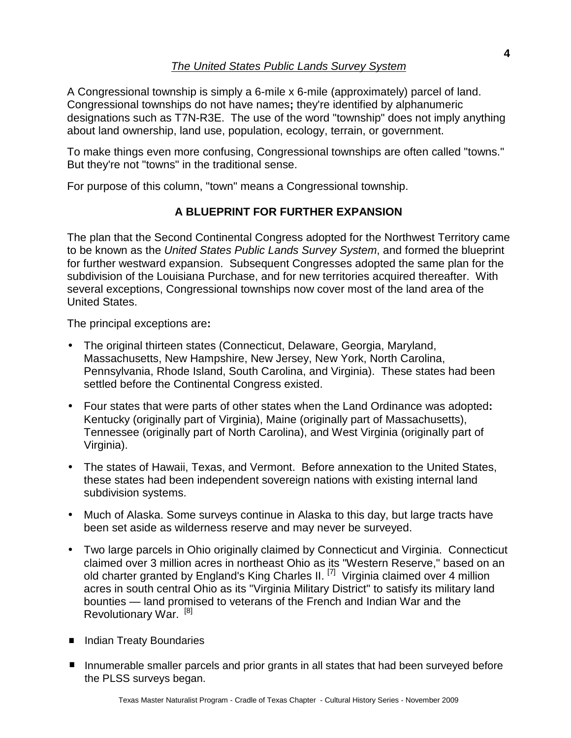*The United States Public Lands Survey System*

A Congressional township is simply a 6-mile x 6-mile (approximately) parcel of land. Congressional townships do not have names**;** they're identified by alphanumeric designations such as T7N-R3E. The use of the word "township" does not imply anything about land ownership, land use, population, ecology, terrain, or government.

To make things even more confusing, Congressional townships are often called "towns." But they're not "towns" in the traditional sense.

For purpose of this column, "town" means a Congressional township.

## A BLUEPRINT FOR FURTHER EXPANSION

The plan that the Second Continental Congress adopted for the Northwest Territory came to be known as the *United States Public Lands Survey System*, and formed the blueprint for further westward expansion. Subsequent Congresses adopted the same plan for the subdivision of the Louisiana Purchase, and for new territories acquired thereafter. With several exceptions, Congressional townships now cover most of the land area of the United States.

The principal exceptions are**:**

- The original thirteen states (Connecticut, Delaware, Georgia, Maryland, Massachusetts, New Hampshire, New Jersey, New York, North Carolina, Pennsylvania, Rhode Island, South Carolina, and Virginia). These states had been settled before the Continental Congress existed.
- Four states that were parts of other states when the Land Ordinance was adopted**:** Kentucky (originally part of Virginia), Maine (originally part of Massachusetts), Tennessee (originally part of North Carolina), and West Virginia (originally part of Virginia).
- The states of Hawaii, Texas, and Vermont. Before annexation to the United States, these states had been independent sovereign nations with existing internal land subdivision systems.
- Much of Alaska. Some surveys continue in Alaska to this day, but large tracts have been set aside as wilderness reserve and may never be surveyed.
- Two large parcels in Ohio originally claimed by Connecticut and Virginia. Connecticut claimed over 3 million acres in northeast Ohio as its "Western Reserve," based on an old charter granted by England's King Charles II. [7] Virginia claimed over 4 million acres in south central Ohio as its "Virginia Military District" to satisfy its military land bounties — land promised to veterans of the French and Indian War and the Revolutionary War. [8]
- Indian Treaty Boundaries
- Innumerable smaller parcels and prior grants in all states that had been surveyed before the PLSS surveys began.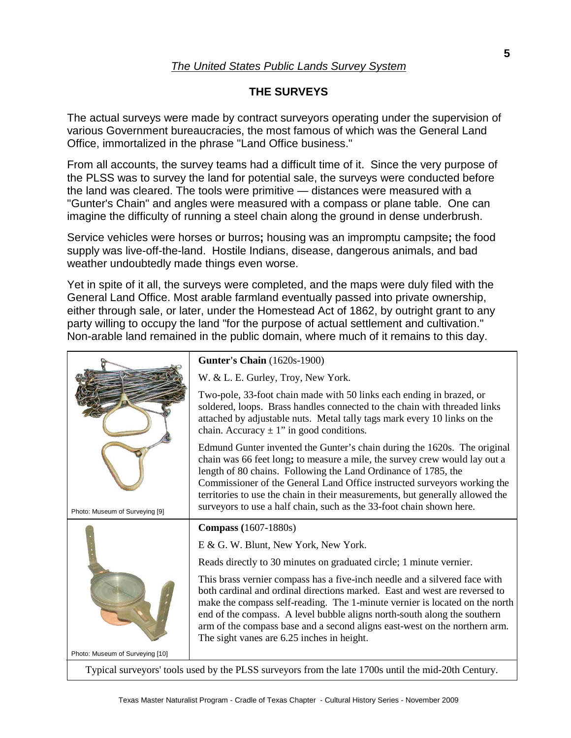## THE SURVEYS

The actual surveys were made by contract surveyors operating under the supervision of various Government bureaucracies, the most famous of which was the General Land Office, immortalized in the phrase "Land Office business."

From all accounts, the survey teams had a difficult time of it. Since the very purpose of the PLSS was to survey the land for potential sale, the surveys were conducted before the land was cleared. The tools were primitive — distances were measured with a "Gunter's Chain" and angles were measured with a compass or plane table. One can imagine the difficulty of running a steel chain along the ground in dense underbrush.

Service vehicles were horses or burros**;** housing was an impromptu campsite**;** the food supply was live-off-the-land. Hostile Indians, disease, dangerous animals, and bad weather undoubtedly made things even worse.

Yet in spite of it all, the surveys were completed, and the maps were duly filed with the General Land Office. Most arable farmland eventually passed into private ownership, either through sale, or later, under the Homestead Act of 1862, by outright grant to any party willing to occupy the land "for the purpose of actual settlement and cultivation." Non-arable land remained in the public domain, where much of it remains to this day.

| | |
|---|---|
| Photo: Museum of Surveying [9] | **Gunter's Chain** (1620s-1900)<br><br>W. & L. E. Gurley, Troy, New York.<br><br>Two-pole, 33-foot chain made with 50 links each ending in brazed, or soldered, loops. Brass handles connected to the chain with threaded links attached by adjustable nuts. Metal tally tags mark every 10 links on the chain. Accuracy ± 1" in good conditions.<br><br>Edmund Gunter invented the Gunter's chain during the 1620s. The original chain was 66 feet long**;** to measure a mile, the survey crew would lay out a length of 80 chains. Following the Land Ordinance of 1785, the Commissioner of the General Land Office instructed surveyors working the territories to use the chain in their measurements, but generally allowed the surveyors to use a half chain, such as the 33-foot chain shown here. |
| Photo: Museum of Surveying [10] | **Compass (**1607-1880s)<br><br>E & G. W. Blunt, New York, New York.<br><br>Reads directly to 30 minutes on graduated circle; 1 minute vernier.<br><br>This brass vernier compass has a five-inch needle and a silvered face with both cardinal and ordinal directions marked. East and west are reversed to make the compass self-reading. The 1-minute vernier is located on the north end of the compass. A level bubble aligns north-south along the southern arm of the compass base and a second aligns east-west on the northern arm. The sight vanes are 6.25 inches in height. |

Typical surveyors' tools used by the PLSS surveyors from the late 1700s until the mid-20th Century.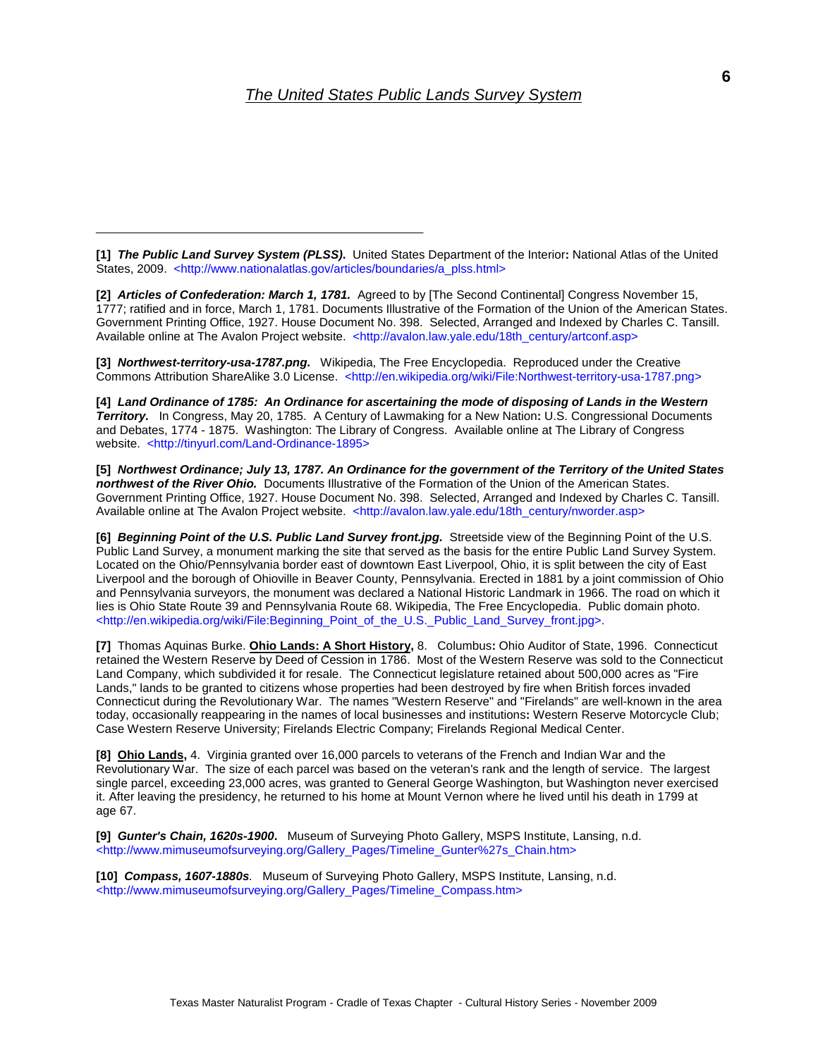**[1]** ***The Public Land Survey System (PLSS).*** United States Department of the Interior**:** National Atlas of the United States, 2009. <http://www.nationalatlas.gov/articles/boundaries/a_plss.html>

**[2]** ***Articles of Confederation: March 1, 1781.*** Agreed to by [The Second Continental] Congress November 15, 1777; ratified and in force, March 1, 1781. Documents Illustrative of the Formation of the Union of the American States. Government Printing Office, 1927. House Document No. 398. Selected, Arranged and Indexed by Charles C. Tansill. Available online at The Avalon Project website. <http://avalon.law.yale.edu/18th_century/artconf.asp>

**[3]** ***Northwest-territory-usa-1787.png.*** Wikipedia, The Free Encyclopedia. Reproduced under the Creative Commons Attribution ShareAlike 3.0 License. <http://en.wikipedia.org/wiki/File:Northwest-territory-usa-1787.png>

**[4]** ***Land Ordinance of 1785: An Ordinance for ascertaining the mode of disposing of Lands in the Western Territory.*** In Congress, May 20, 1785. A Century of Lawmaking for a New Nation**:** U.S. Congressional Documents and Debates, 1774 - 1875. Washington: The Library of Congress. Available online at The Library of Congress website. <http://tinyurl.com/Land-Ordinance-1895>

**[5]** ***Northwest Ordinance; July 13, 1787. An Ordinance for the government of the Territory of the United States northwest of the River Ohio.*** Documents Illustrative of the Formation of the Union of the American States. Government Printing Office, 1927. House Document No. 398. Selected, Arranged and Indexed by Charles C. Tansill. Available online at The Avalon Project website. <http://avalon.law.yale.edu/18th_century/nworder.asp>

**[6]** ***Beginning Point of the U.S. Public Land Survey front.jpg.*** Streetside view of the Beginning Point of the U.S. Public Land Survey, a monument marking the site that served as the basis for the entire Public Land Survey System. Located on the Ohio/Pennsylvania border east of downtown East Liverpool, Ohio, it is split between the city of East Liverpool and the borough of Ohioville in Beaver County, Pennsylvania. Erected in 1881 by a joint commission of Ohio and Pennsylvania surveyors, the monument was declared a National Historic Landmark in 1966. The road on which it lies is Ohio State Route 39 and Pennsylvania Route 68. Wikipedia, The Free Encyclopedia. Public domain photo. <http://en.wikipedia.org/wiki/File:Beginning_Point_of_the_U.S._Public_Land_Survey_front.jpg>.

**[7]** Thomas Aquinas Burke. **Ohio Lands: A Short History,** 8. Columbus**:** Ohio Auditor of State, 1996. Connecticut retained the Western Reserve by Deed of Cession in 1786. Most of the Western Reserve was sold to the Connecticut Land Company, which subdivided it for resale. The Connecticut legislature retained about 500,000 acres as "Fire Lands," lands to be granted to citizens whose properties had been destroyed by fire when British forces invaded Connecticut during the Revolutionary War. The names "Western Reserve" and "Firelands" are well-known in the area today, occasionally reappearing in the names of local businesses and institutions**:** Western Reserve Motorcycle Club; Case Western Reserve University; Firelands Electric Company; Firelands Regional Medical Center.

**[8]** **Ohio Lands,** 4. Virginia granted over 16,000 parcels to veterans of the French and Indian War and the Revolutionary War. The size of each parcel was based on the veteran's rank and the length of service. The largest single parcel, exceeding 23,000 acres, was granted to General George Washington, but Washington never exercised it. After leaving the presidency, he returned to his home at Mount Vernon where he lived until his death in 1799 at age 67.

**[9]** ***Gunter's Chain, 1620s-1900.*** Museum of Surveying Photo Gallery, MSPS Institute, Lansing, n.d. <http://www.mimuseumofsurveying.org/Gallery_Pages/Timeline_Gunter%27s_Chain.htm>

**[10]** ***Compass, 1607-1880s.*** Museum of Surveying Photo Gallery, MSPS Institute, Lansing, n.d. <http://www.mimuseumofsurveying.org/Gallery_Pages/Timeline_Compass.htm>